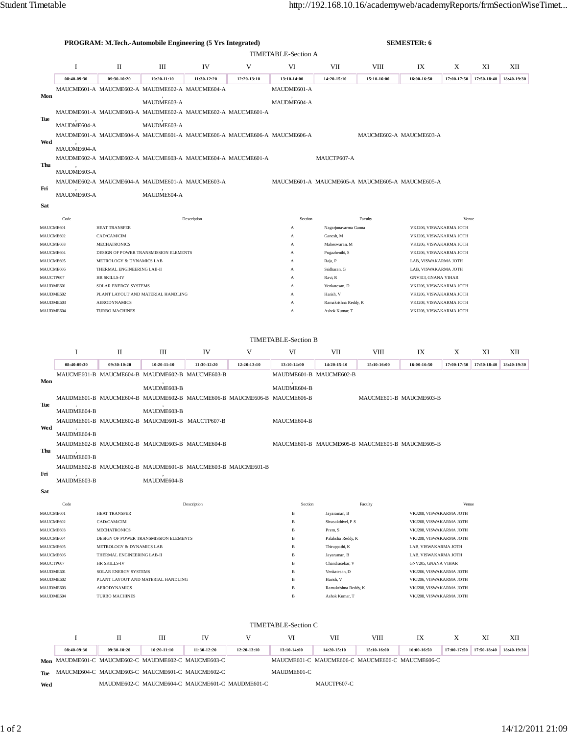**PROGRAM: M.Tech.-Automobile Engineering (5 Yrs Integrated)** **SEMESTER: 6**

TIMETABLE-Section A

| | I | II | III | IV | V | VI | VII | VIII | IX | X | XI | XII |
|---|---|---|---|---|---|---|---|---|---|---|---|---|
| | 08:40-09:30 | 09:30-10:20 | 10:20-11:10 | 11:30-12:20 | 12:20-13:10 | 13:10-14:00 | 14:20-15:10 | 15:10-16:00 | 16:00-16:50 | 17:00-17:50 | 17:50-18:40 | 18:40-19:30 |
| **Mon** | MAUCME601-A | MAUCME602-A | MAUDME602-A , MAUDME603-A | MAUCME604-A | | MAUDME601-A , MAUDME604-A | | | | | | |
| **Tue** | MAUDME601-A , MAUDME604-A | MAUCME603-A | MAUDME602-A , MAUDME603-A | MAUCME602-A | MAUCME601-A | | | | | | | |
| **Wed** | MAUDME601-A , MAUDME604-A | MAUCME604-A | MAUCME601-A | MAUCME606-A | MAUCME606-A | MAUCME606-A | | MAUCME602-A | MAUCME603-A | | | |
| **Thu** | MAUDME602-A , MAUDME603-A | MAUCME602-A | MAUCME603-A | MAUCME604-A | MAUCME601-A | | MAUCTP607-A | | | | | |
| **Fri** | MAUDME602-A , MAUDME603-A | MAUCME604-A | MAUDME601-A , MAUDME604-A | MAUCME603-A | | MAUCME601-A | MAUCME605-A | MAUCME605-A | MAUCME605-A | | | |
| **Sat** | | | | | | | | | | | | |

| Code | Description | Section | Faculty | Venue |
|---|---|---|---|---|
| MAUCME601 | HEAT TRANSFER | A | Nagarjunavarma Ganna | VKJ206, VISWAKARMA JOTH |
| MAUCME602 | CAD/CAM/CIM | A | Ganesh, M | VKJ206, VISWAKARMA JOTH |
| MAUCME603 | MECHATRONICS | A | Maheswaran, M | VKJ206, VISWAKARMA JOTH |
| MAUCME604 | DESIGN OF POWER TRANSMISSION ELEMENTS | A | Pugazhenthi, S | VKJ206, VISWAKARMA JOTH |
| MAUCME605 | METROLOGY & DYNAMICS LAB | A | Raja, P | LAB, VISWAKARMA JOTH |
| MAUCME606 | THERMAL ENGINEERING LAB-II | A | Sridharan, G | LAB, VISWAKARMA JOTH |
| MAUCTP607 | HR SKILLS-IV | A | Ravi, R | GNV313, GNANA VIHAR |
| MAUDME601 | SOLAR ENERGY SYSTEMS | A | Venkatesan, D | VKJ206, VISWAKARMA JOTH |
| MAUDME602 | PLANT LAYOUT AND MATERIAL HANDLING | A | Harish, V | VKJ206, VISWAKARMA JOTH |
| MAUDME603 | AERODYNAMICS | A | Ramakrishna Reddy, K | VKJ208, VISWAKARMA JOTH |
| MAUDME604 | TURBO MACHINES | A | Ashok Kumar, T | VKJ208, VISWAKARMA JOTH |

TIMETABLE-Section B

| | I | II | III | IV | V | VI | VII | VIII | IX | X | XI | XII |
|---|---|---|---|---|---|---|---|---|---|---|---|---|
| | 08:40-09:30 | 09:30-10:20 | 10:20-11:10 | 11:30-12:20 | 12:20-13:10 | 13:10-14:00 | 14:20-15:10 | 15:10-16:00 | 16:00-16:50 | 17:00-17:50 | 17:50-18:40 | 18:40-19:30 |
| **Mon** | MAUCME601-B | MAUCME604-B | MAUDME602-B , MAUDME603-B | MAUCME603-B | | MAUDME601-B , MAUDME604-B | MAUCME602-B | | | | | |
| **Tue** | MAUDME601-B , MAUDME604-B | MAUCME604-B | MAUDME602-B , MAUDME603-B | MAUCME606-B | MAUCME606-B | MAUCME606-B | | MAUCME601-B | MAUCME603-B | | | |
| **Wed** | MAUDME601-B , MAUDME604-B | MAUCME602-B | MAUCME601-B | MAUCTP607-B | | MAUCME604-B | | | | | | |
| **Thu** | MAUDME602-B , MAUDME603-B | MAUCME602-B | MAUCME603-B | MAUCME604-B | | MAUCME601-B | MAUCME605-B | MAUCME605-B | MAUCME605-B | | | |
| **Fri** | MAUDME602-B , MAUDME603-B | MAUCME602-B | MAUDME601-B , MAUDME604-B | MAUCME603-B | MAUCME601-B | | | | | | | |
| **Sat** | | | | | | | | | | | | |

| Code | Description | Section | Faculty | Venue |
|---|---|---|---|---|
| MAUCME601 | HEAT TRANSFER | B | Jayaraman, B | VKJ208, VISWAKARMA JOTH |
| MAUCME602 | CAD/CAM/CIM | B | Sivasakthivel, P S | VKJ208, VISWAKARMA JOTH |
| MAUCME603 | MECHATRONICS | B | Prem, S | VKJ208, VISWAKARMA JOTH |
| MAUCME604 | DESIGN OF POWER TRANSMISSION ELEMENTS | B | Palaksha Reddy, K | VKJ208, VISWAKARMA JOTH |
| MAUCME605 | METROLOGY & DYNAMICS LAB | B | Thiruppathi, K | LAB, VISWAKARMA JOTH |
| MAUCME606 | THERMAL ENGINEERING LAB-II | B | Jayaraman, B | LAB, VISWAKARMA JOTH |
| MAUCTP607 | HR SKILLS-IV | B | Chandrasekar, V | GNV205, GNANA VIHAR |
| MAUDME601 | SOLAR ENERGY SYSTEMS | B | Venkatesan, D | VKJ206, VISWAKARMA JOTH |
| MAUDME602 | PLANT LAYOUT AND MATERIAL HANDLING | B | Harish, V | VKJ206, VISWAKARMA JOTH |
| MAUDME603 | AERODYNAMICS | B | Ramakrishna Reddy, K | VKJ208, VISWAKARMA JOTH |
| MAUDME604 | TURBO MACHINES | B | Ashok Kumar, T | VKJ208, VISWAKARMA JOTH |

TIMETABLE-Section C

| | I | II | III | IV | V | VI | VII | VIII | IX | X | XI | XII |
|---|---|---|---|---|---|---|---|---|---|---|---|---|
| | 08:40-09:30 | 09:30-10:20 | 10:20-11:10 | 11:30-12:20 | 12:20-13:10 | 13:10-14:00 | 14:20-15:10 | 15:10-16:00 | 16:00-16:50 | 17:00-17:50 | 17:50-18:40 | 18:40-19:30 |
| **Mon** | MAUDME601-C | MAUCME602-C | MAUDME602-C | MAUCME603-C | | MAUCME601-C | MAUCME606-C | MAUCME606-C | MAUCME606-C | | | |
| **Tue** | MAUCME604-C | MAUCME603-C | MAUCME601-C | MAUCME602-C | | MAUCME601-C | | | | | | |
| **Wed** | | MAUDME602-C | MAUCME604-C | MAUDME601-C | MAUDME601-C | | MAUCTP607-C | | | | | |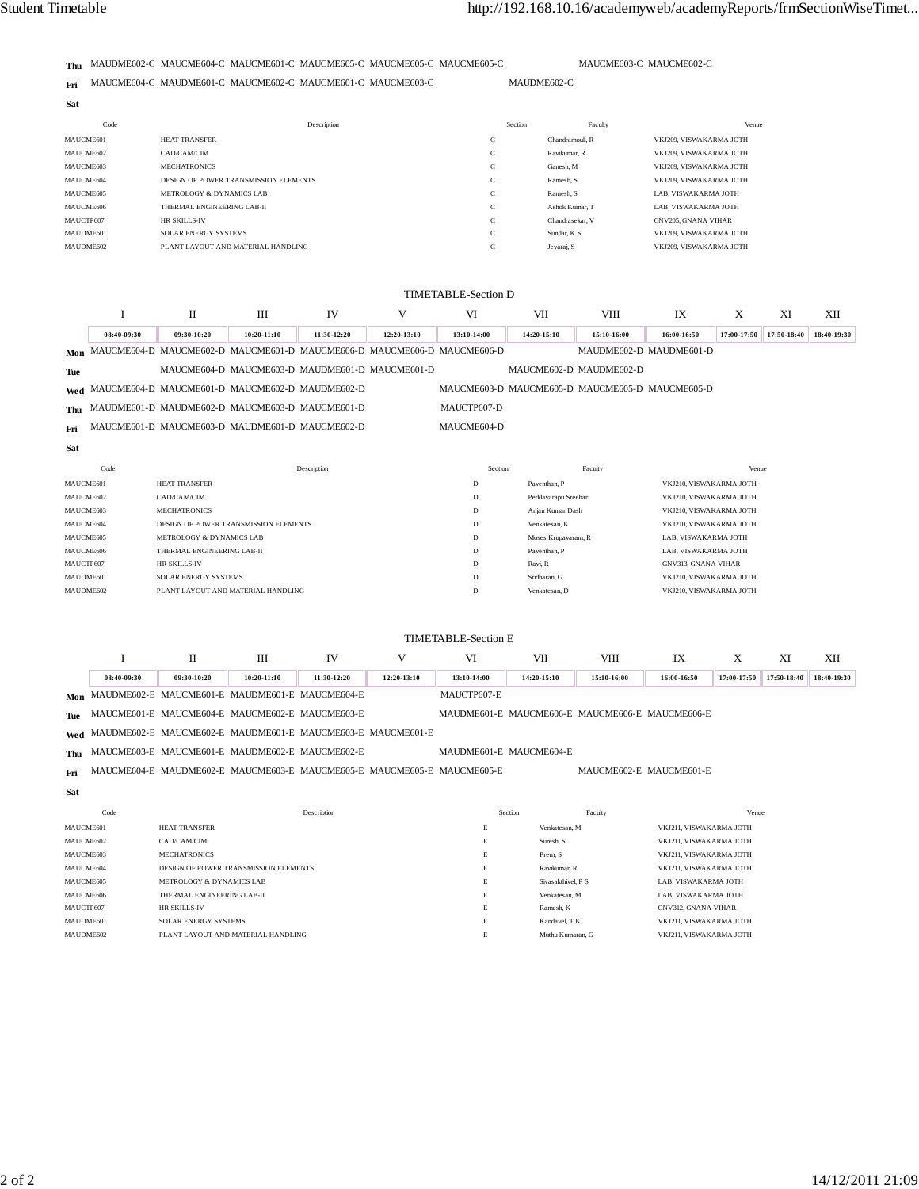| | I | II | III | IV | V | VI | VII | VIII | IX | X | XI | XII |
|---|---|---|---|---|---|---|---|---|---|---|---|---|
| Thu | MAUDME602-C | MAUCME604-C | MAUCME601-C | MAUCME605-C | MAUCME605-C | MAUCME605-C | | MAUCME603-C | MAUCME602-C | | | |
| Fri | MAUCME604-C | MAUDME601-C | MAUCME602-C | MAUCME601-C | MAUCME603-C | | MAUDME602-C | | | | | |
| Sat | | | | | | | | | | | | |

| Code | Description | Section | Faculty | Venue |
|---|---|---|---|---|
| MAUCME601 | HEAT TRANSFER | C | Chandramouli, R | VKJ209, VISWAKARMA JOTH |
| MAUCME602 | CAD/CAM/CIM | C | Ravikumar, R | VKJ209, VISWAKARMA JOTH |
| MAUCME603 | MECHATRONICS | C | Ganesh, M | VKJ209, VISWAKARMA JOTH |
| MAUCME604 | DESIGN OF POWER TRANSMISSION ELEMENTS | C | Ramesh, S | VKJ209, VISWAKARMA JOTH |
| MAUCME605 | METROLOGY & DYNAMICS LAB | C | Ramesh, S | LAB, VISWAKARMA JOTH |
| MAUCME606 | THERMAL ENGINEERING LAB-II | C | Ashok Kumar, T | LAB, VISWAKARMA JOTH |
| MAUCTP607 | HR SKILLS-IV | C | Chandrasekar, V | GNV205, GNANA VIHAR |
| MAUDME601 | SOLAR ENERGY SYSTEMS | C | Sundar, K S | VKJ209, VISWAKARMA JOTH |
| MAUDME602 | PLANT LAYOUT AND MATERIAL HANDLING | C | Jeyaraj, S | VKJ209, VISWAKARMA JOTH |

## TIMETABLE-Section D

| | I | II | III | IV | V | VI | VII | VIII | IX | X | XI | XII |
|---|---|---|---|---|---|---|---|---|---|---|---|---|
| | 08:40-09:30 | 09:30-10:20 | 10:20-11:10 | 11:30-12:20 | 12:20-13:10 | 13:10-14:00 | 14:20-15:10 | 15:10-16:00 | 16:00-16:50 | 17:00-17:50 | 17:50-18:40 | 18:40-19:30 |
| Mon | MAUCME604-D | MAUCME602-D | MAUCME601-D | MAUCME606-D | MAUCME606-D | MAUCME606-D | | MAUDME602-D | MAUDME601-D | | | |
| Tue | | MAUCME604-D | MAUCME603-D | MAUDME601-D | MAUCME601-D | | MAUCME602-D | MAUDME602-D | | | | |
| Wed | MAUCME604-D | MAUCME601-D | MAUCME602-D | MAUDME602-D | | MAUCME603-D | MAUCME605-D | MAUCME605-D | MAUCME605-D | | | |
| Thu | MAUDME601-D | MAUDME602-D | MAUCME603-D | MAUCME601-D | | MAUCTP607-D | | | | | | |
| Fri | MAUCME601-D | MAUCME603-D | MAUDME601-D | MAUCME602-D | | MAUCME604-D | | | | | | |
| Sat | | | | | | | | | | | | |

| Code | Description | Section | Faculty | Venue |
|---|---|---|---|---|
| MAUCME601 | HEAT TRANSFER | D | Paventhan, P | VKJ210, VISWAKARMA JOTH |
| MAUCME602 | CAD/CAM/CIM | D | Peddavarapu Sreehari | VKJ210, VISWAKARMA JOTH |
| MAUCME603 | MECHATRONICS | D | Anjan Kumar Dash | VKJ210, VISWAKARMA JOTH |
| MAUCME604 | DESIGN OF POWER TRANSMISSION ELEMENTS | D | Venkatesan, K | VKJ210, VISWAKARMA JOTH |
| MAUCME605 | METROLOGY & DYNAMICS LAB | D | Moses Krupavaram, R | LAB, VISWAKARMA JOTH |
| MAUCME606 | THERMAL ENGINEERING LAB-II | D | Paventhan, P | LAB, VISWAKARMA JOTH |
| MAUCTP607 | HR SKILLS-IV | D | Ravi, R | GNV313, GNANA VIHAR |
| MAUDME601 | SOLAR ENERGY SYSTEMS | D | Sridharan, G | VKJ210, VISWAKARMA JOTH |
| MAUDME602 | PLANT LAYOUT AND MATERIAL HANDLING | D | Venkatesan, D | VKJ210, VISWAKARMA JOTH |

## TIMETABLE-Section E

| | I | II | III | IV | V | VI | VII | VIII | IX | X | XI | XII |
|---|---|---|---|---|---|---|---|---|---|---|---|---|
| | 08:40-09:30 | 09:30-10:20 | 10:20-11:10 | 11:30-12:20 | 12:20-13:10 | 13:10-14:00 | 14:20-15:10 | 15:10-16:00 | 16:00-16:50 | 17:00-17:50 | 17:50-18:40 | 18:40-19:30 |
| Mon | MAUCME602-E | MAUCME601-E | MAUDME601-E | MAUCME604-E | | MAUCTP607-E | | | | | | |
| Tue | MAUCME601-E | MAUCME604-E | MAUCME602-E | MAUCME603-E | | MAUDME601-E | MAUCME606-E | MAUCME606-E | MAUCME606-E | | | |
| Wed | MAUDME602-E | MAUCME602-E | MAUDME601-E | MAUCME603-E | MAUCME601-E | | | | | | | |
| Thu | MAUCME603-E | MAUCME601-E | MAUDME602-E | MAUCME602-E | | MAUDME601-E | MAUCME604-E | | | | | |
| Fri | MAUCME604-E | MAUDME602-E | MAUCME603-E | MAUCME605-E | MAUCME605-E | MAUCME605-E | | MAUCME602-E | MAUCME601-E | | | |
| Sat | | | | | | | | | | | | |

| Code | Description | Section | Faculty | Venue |
|---|---|---|---|---|
| MAUCME601 | HEAT TRANSFER | E | Venkatesan, M | VKJ211, VISWAKARMA JOTH |
| MAUCME602 | CAD/CAM/CIM | E | Suresh, S | VKJ211, VISWAKARMA JOTH |
| MAUCME603 | MECHATRONICS | E | Prem, S | VKJ211, VISWAKARMA JOTH |
| MAUCME604 | DESIGN OF POWER TRANSMISSION ELEMENTS | E | Ravikumar, R | VKJ211, VISWAKARMA JOTH |
| MAUCME605 | METROLOGY & DYNAMICS LAB | E | Sivasakthivel, P S | LAB, VISWAKARMA JOTH |
| MAUCME606 | THERMAL ENGINEERING LAB-II | E | Venkatesan, M | LAB, VISWAKARMA JOTH |
| MAUCTP607 | HR SKILLS-IV | E | Ramesh, K | GNV312, GNANA VIHAR |
| MAUDME601 | SOLAR ENERGY SYSTEMS | E | Kandavel, T K | VKJ211, VISWAKARMA JOTH |
| MAUDME602 | PLANT LAYOUT AND MATERIAL HANDLING | E | Muthu Kumaran, G | VKJ211, VISWAKARMA JOTH |